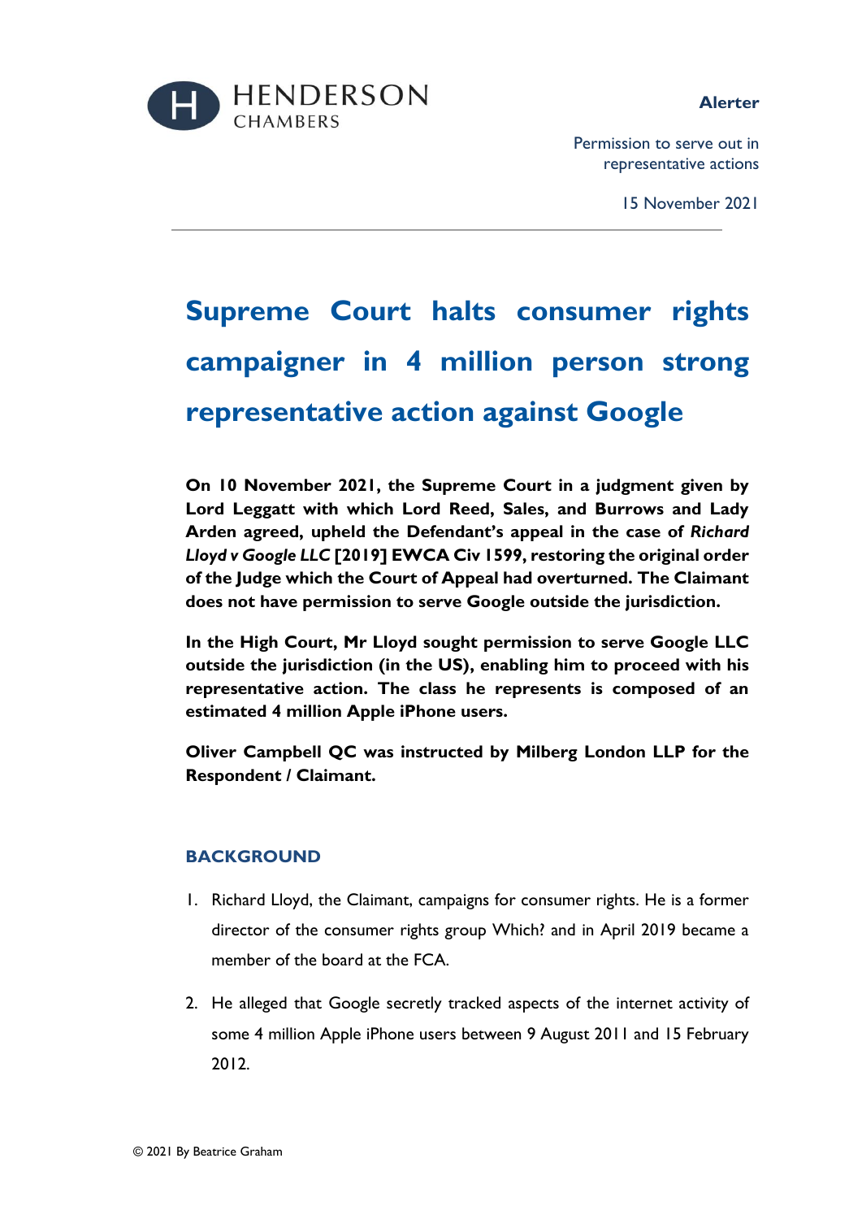HENDERSON CHAMBERS

**Alerter**

Permission to serve out in representative actions

15 November 2021

# Supreme Court halts consumer rights campaigner in 4 million person strong representative action against Google

**On 10 November 2021, the Supreme Court in a judgment given by Lord Leggatt with which Lord Reed, Sales, and Burrows and Lady Arden agreed, upheld the Defendant's appeal in the case of *Richard Lloyd v Google LLC* [2019] EWCA Civ 1599, restoring the original order of the Judge which the Court of Appeal had overturned. The Claimant does not have permission to serve Google outside the jurisdiction.**

**In the High Court, Mr Lloyd sought permission to serve Google LLC outside the jurisdiction (in the US), enabling him to proceed with his representative action. The class he represents is composed of an estimated 4 million Apple iPhone users.**

**Oliver Campbell QC was instructed by Milberg London LLP for the Respondent / Claimant.**

## BACKGROUND

1. Richard Lloyd, the Claimant, campaigns for consumer rights. He is a former director of the consumer rights group Which? and in April 2019 became a member of the board at the FCA.

2. He alleged that Google secretly tracked aspects of the internet activity of some 4 million Apple iPhone users between 9 August 2011 and 15 February 2012.

© 2021 By Beatrice Graham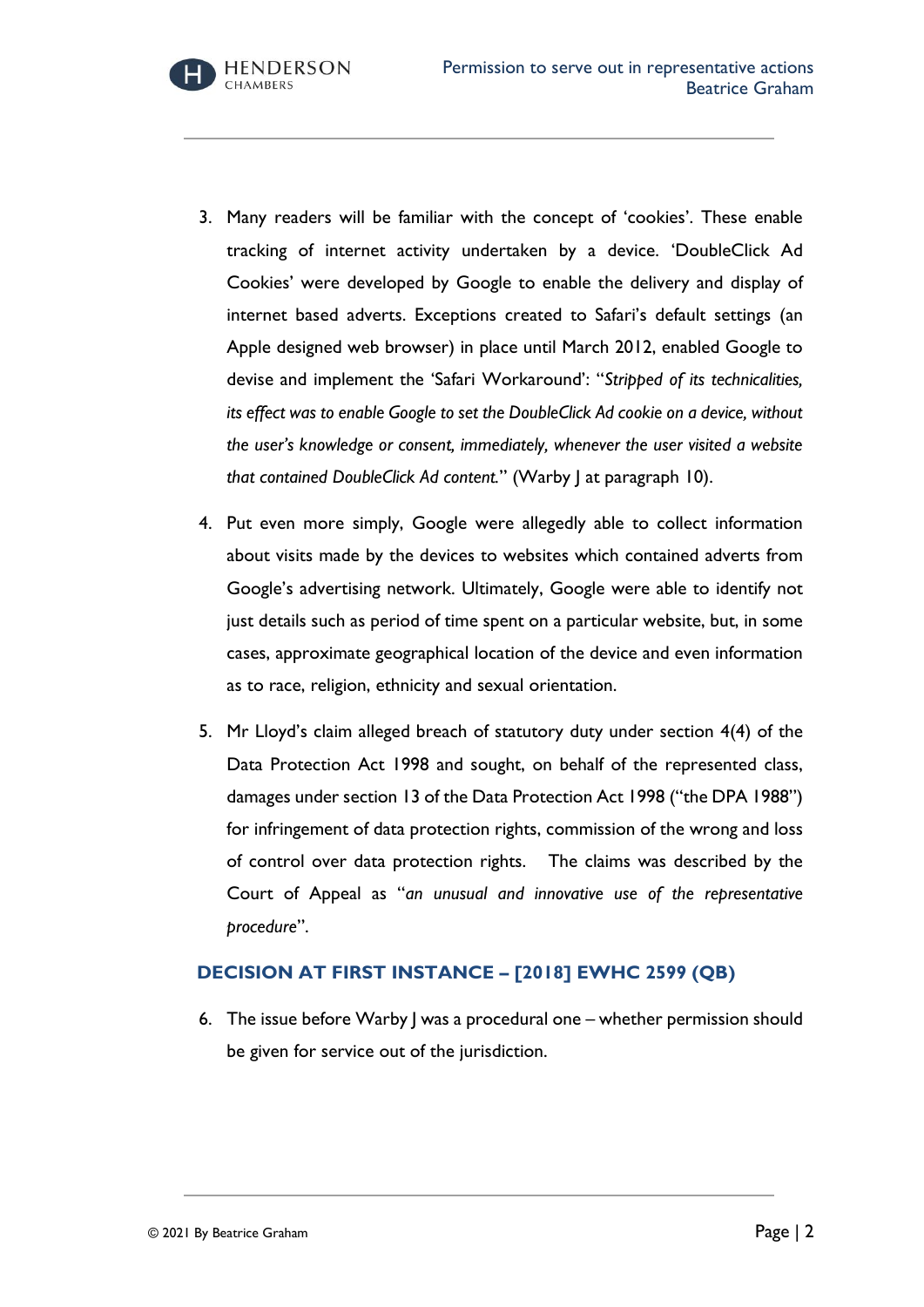3. Many readers will be familiar with the concept of 'cookies'. These enable tracking of internet activity undertaken by a device. 'DoubleClick Ad Cookies' were developed by Google to enable the delivery and display of internet based adverts. Exceptions created to Safari's default settings (an Apple designed web browser) in place until March 2012, enabled Google to devise and implement the 'Safari Workaround': "*Stripped of its technicalities, its effect was to enable Google to set the DoubleClick Ad cookie on a device, without the user's knowledge or consent, immediately, whenever the user visited a website that contained DoubleClick Ad content.*" (Warby J at paragraph 10).

4. Put even more simply, Google were allegedly able to collect information about visits made by the devices to websites which contained adverts from Google's advertising network. Ultimately, Google were able to identify not just details such as period of time spent on a particular website, but, in some cases, approximate geographical location of the device and even information as to race, religion, ethnicity and sexual orientation.

5. Mr Lloyd's claim alleged breach of statutory duty under section 4(4) of the Data Protection Act 1998 and sought, on behalf of the represented class, damages under section 13 of the Data Protection Act 1998 ("the DPA 1988") for infringement of data protection rights, commission of the wrong and loss of control over data protection rights. The claims was described by the Court of Appeal as "*an unusual and innovative use of the representative procedure*".

## DECISION AT FIRST INSTANCE – [2018] EWHC 2599 (QB)

6. The issue before Warby J was a procedural one – whether permission should be given for service out of the jurisdiction.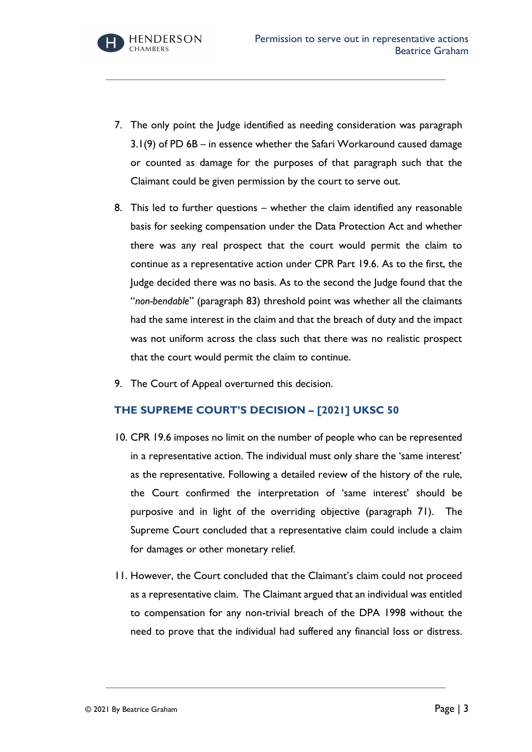7. The only point the Judge identified as needing consideration was paragraph 3.1(9) of PD 6B – in essence whether the Safari Workaround caused damage or counted as damage for the purposes of that paragraph such that the Claimant could be given permission by the court to serve out.

8. This led to further questions – whether the claim identified any reasonable basis for seeking compensation under the Data Protection Act and whether there was any real prospect that the court would permit the claim to continue as a representative action under CPR Part 19.6. As to the first, the Judge decided there was no basis. As to the second the Judge found that the "*non-bendable*" (paragraph 83) threshold point was whether all the claimants had the same interest in the claim and that the breach of duty and the impact was not uniform across the class such that there was no realistic prospect that the court would permit the claim to continue.

9. The Court of Appeal overturned this decision.

## THE SUPREME COURT'S DECISION – [2021] UKSC 50

10. CPR 19.6 imposes no limit on the number of people who can be represented in a representative action. The individual must only share the 'same interest' as the representative. Following a detailed review of the history of the rule, the Court confirmed the interpretation of 'same interest' should be purposive and in light of the overriding objective (paragraph 71). The Supreme Court concluded that a representative claim could include a claim for damages or other monetary relief.

11. However, the Court concluded that the Claimant's claim could not proceed as a representative claim. The Claimant argued that an individual was entitled to compensation for any non-trivial breach of the DPA 1998 without the need to prove that the individual had suffered any financial loss or distress.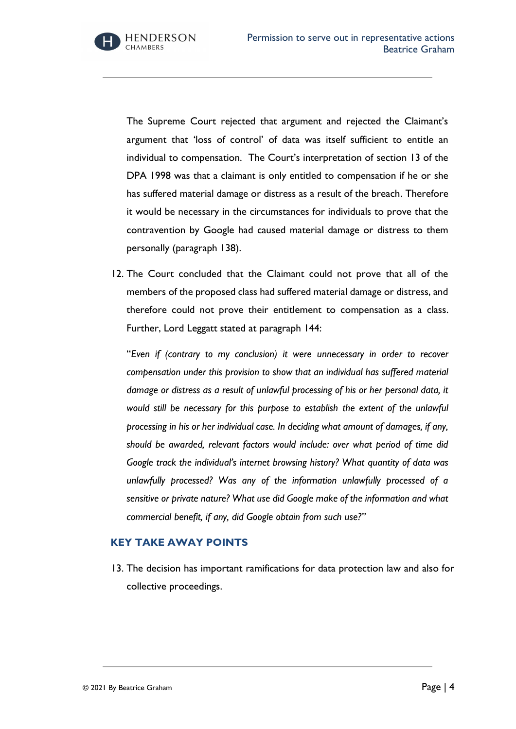The Supreme Court rejected that argument and rejected the Claimant's argument that 'loss of control' of data was itself sufficient to entitle an individual to compensation. The Court's interpretation of section 13 of the DPA 1998 was that a claimant is only entitled to compensation if he or she has suffered material damage or distress as a result of the breach. Therefore it would be necessary in the circumstances for individuals to prove that the contravention by Google had caused material damage or distress to them personally (paragraph 138).

12. The Court concluded that the Claimant could not prove that all of the members of the proposed class had suffered material damage or distress, and therefore could not prove their entitlement to compensation as a class. Further, Lord Leggatt stated at paragraph 144:

"*Even if (contrary to my conclusion) it were unnecessary in order to recover compensation under this provision to show that an individual has suffered material damage or distress as a result of unlawful processing of his or her personal data, it would still be necessary for this purpose to establish the extent of the unlawful processing in his or her individual case. In deciding what amount of damages, if any, should be awarded, relevant factors would include: over what period of time did Google track the individual's internet browsing history? What quantity of data was unlawfully processed? Was any of the information unlawfully processed of a sensitive or private nature? What use did Google make of the information and what commercial benefit, if any, did Google obtain from such use?*"

## KEY TAKE AWAY POINTS

13. The decision has important ramifications for data protection law and also for collective proceedings.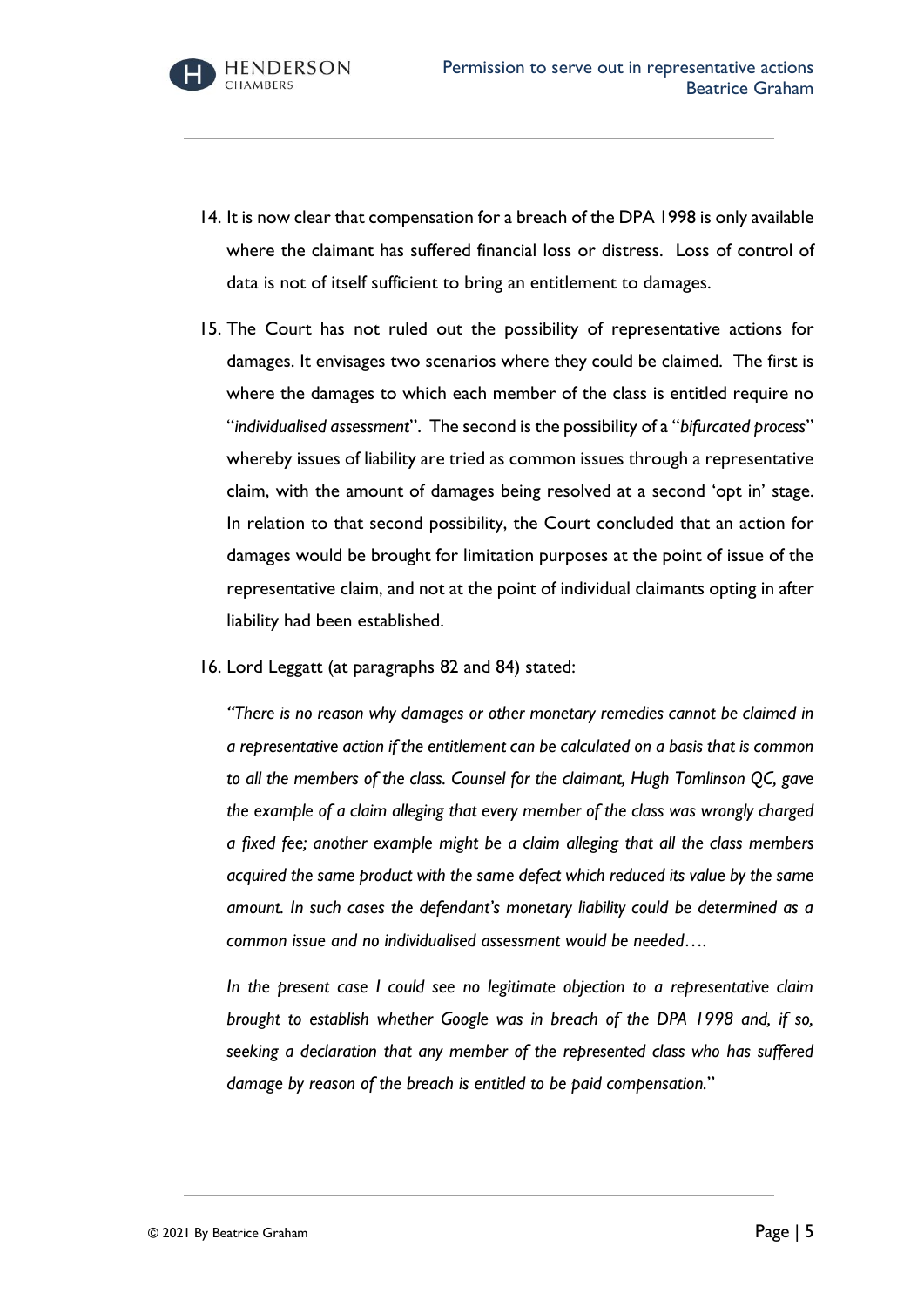14. It is now clear that compensation for a breach of the DPA 1998 is only available where the claimant has suffered financial loss or distress. Loss of control of data is not of itself sufficient to bring an entitlement to damages.

15. The Court has not ruled out the possibility of representative actions for damages. It envisages two scenarios where they could be claimed. The first is where the damages to which each member of the class is entitled require no "*individualised assessment*". The second is the possibility of a "*bifurcated process*" whereby issues of liability are tried as common issues through a representative claim, with the amount of damages being resolved at a second 'opt in' stage. In relation to that second possibility, the Court concluded that an action for damages would be brought for limitation purposes at the point of issue of the representative claim, and not at the point of individual claimants opting in after liability had been established.

16. Lord Leggatt (at paragraphs 82 and 84) stated:

    *"There is no reason why damages or other monetary remedies cannot be claimed in a representative action if the entitlement can be calculated on a basis that is common to all the members of the class. Counsel for the claimant, Hugh Tomlinson QC, gave the example of a claim alleging that every member of the class was wrongly charged a fixed fee; another example might be a claim alleging that all the class members acquired the same product with the same defect which reduced its value by the same amount. In such cases the defendant's monetary liability could be determined as a common issue and no individualised assessment would be needed….*

    *In the present case I could see no legitimate objection to a representative claim brought to establish whether Google was in breach of the DPA 1998 and, if so, seeking a declaration that any member of the represented class who has suffered damage by reason of the breach is entitled to be paid compensation.*"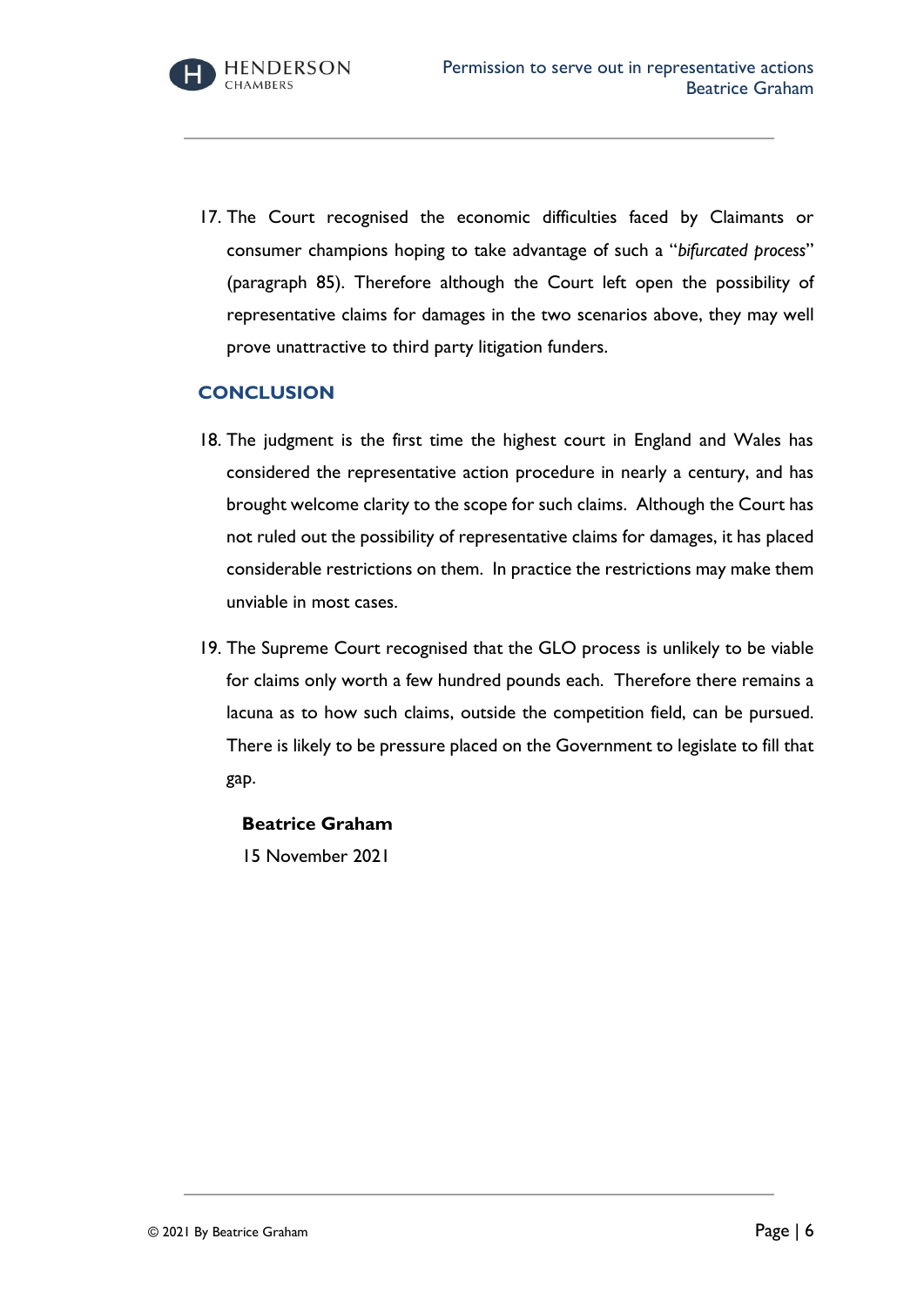17. The Court recognised the economic difficulties faced by Claimants or consumer champions hoping to take advantage of such a "*bifurcated process*" (paragraph 85). Therefore although the Court left open the possibility of representative claims for damages in the two scenarios above, they may well prove unattractive to third party litigation funders.

## CONCLUSION

18. The judgment is the first time the highest court in England and Wales has considered the representative action procedure in nearly a century, and has brought welcome clarity to the scope for such claims. Although the Court has not ruled out the possibility of representative claims for damages, it has placed considerable restrictions on them. In practice the restrictions may make them unviable in most cases.

19. The Supreme Court recognised that the GLO process is unlikely to be viable for claims only worth a few hundred pounds each. Therefore there remains a lacuna as to how such claims, outside the competition field, can be pursued. There is likely to be pressure placed on the Government to legislate to fill that gap.

**Beatrice Graham**

15 November 2021